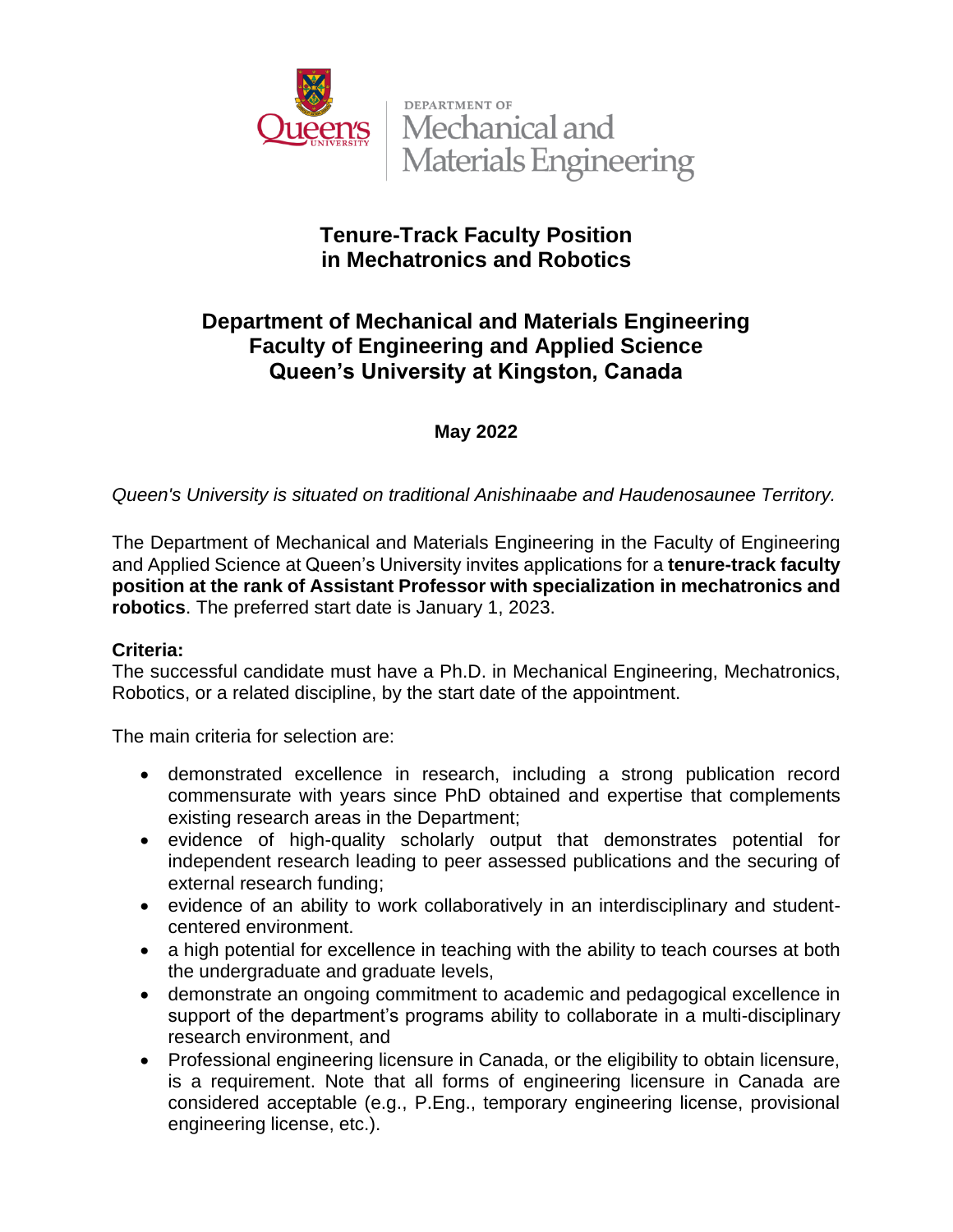DEPARTMENT OF
Mechanical and Materials Engineering

# Tenure-Track Faculty Position in Mechatronics and Robotics

## Department of Mechanical and Materials Engineering
## Faculty of Engineering and Applied Science
## Queen's University at Kingston, Canada

**May 2022**

*Queen's University is situated on traditional Anishinaabe and Haudenosaunee Territory.*

The Department of Mechanical and Materials Engineering in the Faculty of Engineering and Applied Science at Queen's University invites applications for a **tenure-track faculty position at the rank of Assistant Professor with specialization in mechatronics and robotics**. The preferred start date is January 1, 2023.

**Criteria:**
The successful candidate must have a Ph.D. in Mechanical Engineering, Mechatronics, Robotics, or a related discipline, by the start date of the appointment.

The main criteria for selection are:

- demonstrated excellence in research, including a strong publication record commensurate with years since PhD obtained and expertise that complements existing research areas in the Department;
- evidence of high-quality scholarly output that demonstrates potential for independent research leading to peer assessed publications and the securing of external research funding;
- evidence of an ability to work collaboratively in an interdisciplinary and student-centered environment.
- a high potential for excellence in teaching with the ability to teach courses at both the undergraduate and graduate levels,
- demonstrate an ongoing commitment to academic and pedagogical excellence in support of the department's programs ability to collaborate in a multi-disciplinary research environment, and
- Professional engineering licensure in Canada, or the eligibility to obtain licensure, is a requirement. Note that all forms of engineering licensure in Canada are considered acceptable (e.g., P.Eng., temporary engineering license, provisional engineering license, etc.).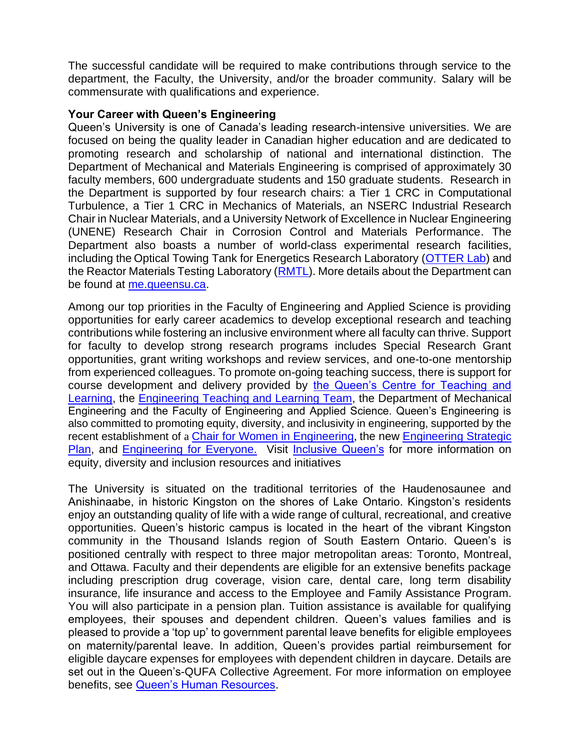The successful candidate will be required to make contributions through service to the department, the Faculty, the University, and/or the broader community. Salary will be commensurate with qualifications and experience.

**Your Career with Queen's Engineering**

Queen's University is one of Canada's leading research-intensive universities. We are focused on being the quality leader in Canadian higher education and are dedicated to promoting research and scholarship of national and international distinction. The Department of Mechanical and Materials Engineering is comprised of approximately 30 faculty members, 600 undergraduate students and 150 graduate students. Research in the Department is supported by four research chairs: a Tier 1 CRC in Computational Turbulence, a Tier 1 CRC in Mechanics of Materials, an NSERC Industrial Research Chair in Nuclear Materials, and a University Network of Excellence in Nuclear Engineering (UNENE) Research Chair in Corrosion Control and Materials Performance. The Department also boasts a number of world-class experimental research facilities, including the Optical Towing Tank for Energetics Research Laboratory (OTTER Lab) and the Reactor Materials Testing Laboratory (RMTL). More details about the Department can be found at me.queensu.ca.

Among our top priorities in the Faculty of Engineering and Applied Science is providing opportunities for early career academics to develop exceptional research and teaching contributions while fostering an inclusive environment where all faculty can thrive. Support for faculty to develop strong research programs includes Special Research Grant opportunities, grant writing workshops and review services, and one-to-one mentorship from experienced colleagues. To promote on-going teaching success, there is support for course development and delivery provided by the Queen's Centre for Teaching and Learning, the Engineering Teaching and Learning Team, the Department of Mechanical Engineering and the Faculty of Engineering and Applied Science. Queen's Engineering is also committed to promoting equity, diversity, and inclusivity in engineering, supported by the recent establishment of a Chair for Women in Engineering, the new Engineering Strategic Plan, and Engineering for Everyone. Visit Inclusive Queen's for more information on equity, diversity and inclusion resources and initiatives

The University is situated on the traditional territories of the Haudenosaunee and Anishinaabe, in historic Kingston on the shores of Lake Ontario. Kingston's residents enjoy an outstanding quality of life with a wide range of cultural, recreational, and creative opportunities. Queen's historic campus is located in the heart of the vibrant Kingston community in the Thousand Islands region of South Eastern Ontario. Queen's is positioned centrally with respect to three major metropolitan areas: Toronto, Montreal, and Ottawa. Faculty and their dependents are eligible for an extensive benefits package including prescription drug coverage, vision care, dental care, long term disability insurance, life insurance and access to the Employee and Family Assistance Program. You will also participate in a pension plan. Tuition assistance is available for qualifying employees, their spouses and dependent children. Queen's values families and is pleased to provide a 'top up' to government parental leave benefits for eligible employees on maternity/parental leave. In addition, Queen's provides partial reimbursement for eligible daycare expenses for employees with dependent children in daycare. Details are set out in the Queen's-QUFA Collective Agreement. For more information on employee benefits, see Queen's Human Resources.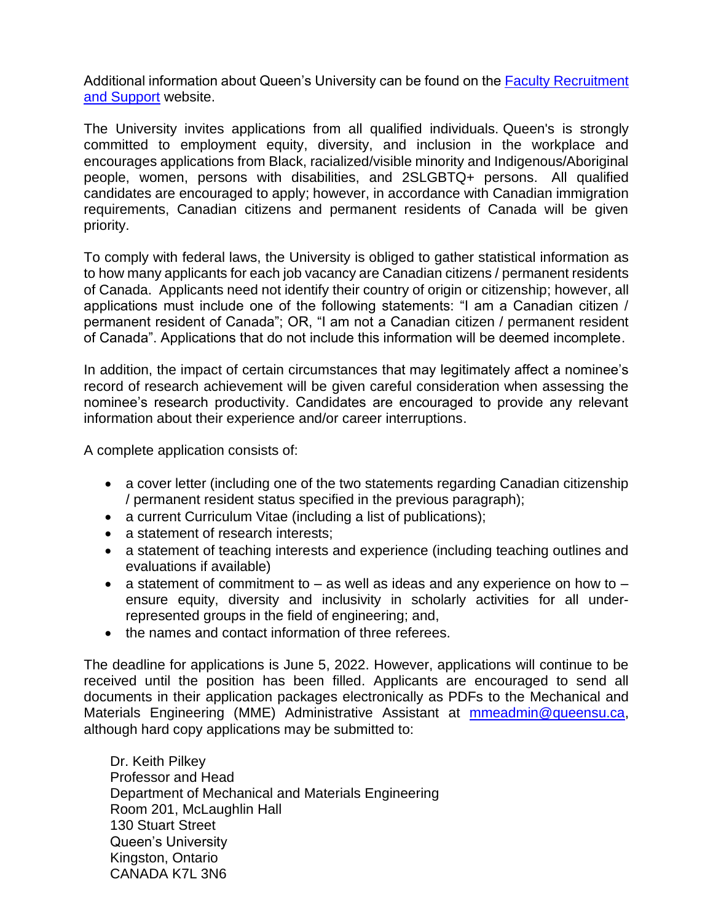Additional information about Queen's University can be found on the [Faculty Recruitment and Support](#) website.

The University invites applications from all qualified individuals. Queen's is strongly committed to employment equity, diversity, and inclusion in the workplace and encourages applications from Black, racialized/visible minority and Indigenous/Aboriginal people, women, persons with disabilities, and 2SLGBTQ+ persons. All qualified candidates are encouraged to apply; however, in accordance with Canadian immigration requirements, Canadian citizens and permanent residents of Canada will be given priority.

To comply with federal laws, the University is obliged to gather statistical information as to how many applicants for each job vacancy are Canadian citizens / permanent residents of Canada. Applicants need not identify their country of origin or citizenship; however, all applications must include one of the following statements: "I am a Canadian citizen / permanent resident of Canada"; OR, "I am not a Canadian citizen / permanent resident of Canada". Applications that do not include this information will be deemed incomplete.

In addition, the impact of certain circumstances that may legitimately affect a nominee's record of research achievement will be given careful consideration when assessing the nominee's research productivity. Candidates are encouraged to provide any relevant information about their experience and/or career interruptions.

A complete application consists of:

- a cover letter (including one of the two statements regarding Canadian citizenship / permanent resident status specified in the previous paragraph);
- a current Curriculum Vitae (including a list of publications);
- a statement of research interests;
- a statement of teaching interests and experience (including teaching outlines and evaluations if available)
- a statement of commitment to – as well as ideas and any experience on how to – ensure equity, diversity and inclusivity in scholarly activities for all under-represented groups in the field of engineering; and,
- the names and contact information of three referees.

The deadline for applications is June 5, 2022. However, applications will continue to be received until the position has been filled. Applicants are encouraged to send all documents in their application packages electronically as PDFs to the Mechanical and Materials Engineering (MME) Administrative Assistant at mmeadmin@queensu.ca, although hard copy applications may be submitted to:

Dr. Keith Pilkey  
Professor and Head  
Department of Mechanical and Materials Engineering  
Room 201, McLaughlin Hall  
130 Stuart Street  
Queen's University  
Kingston, Ontario  
CANADA K7L 3N6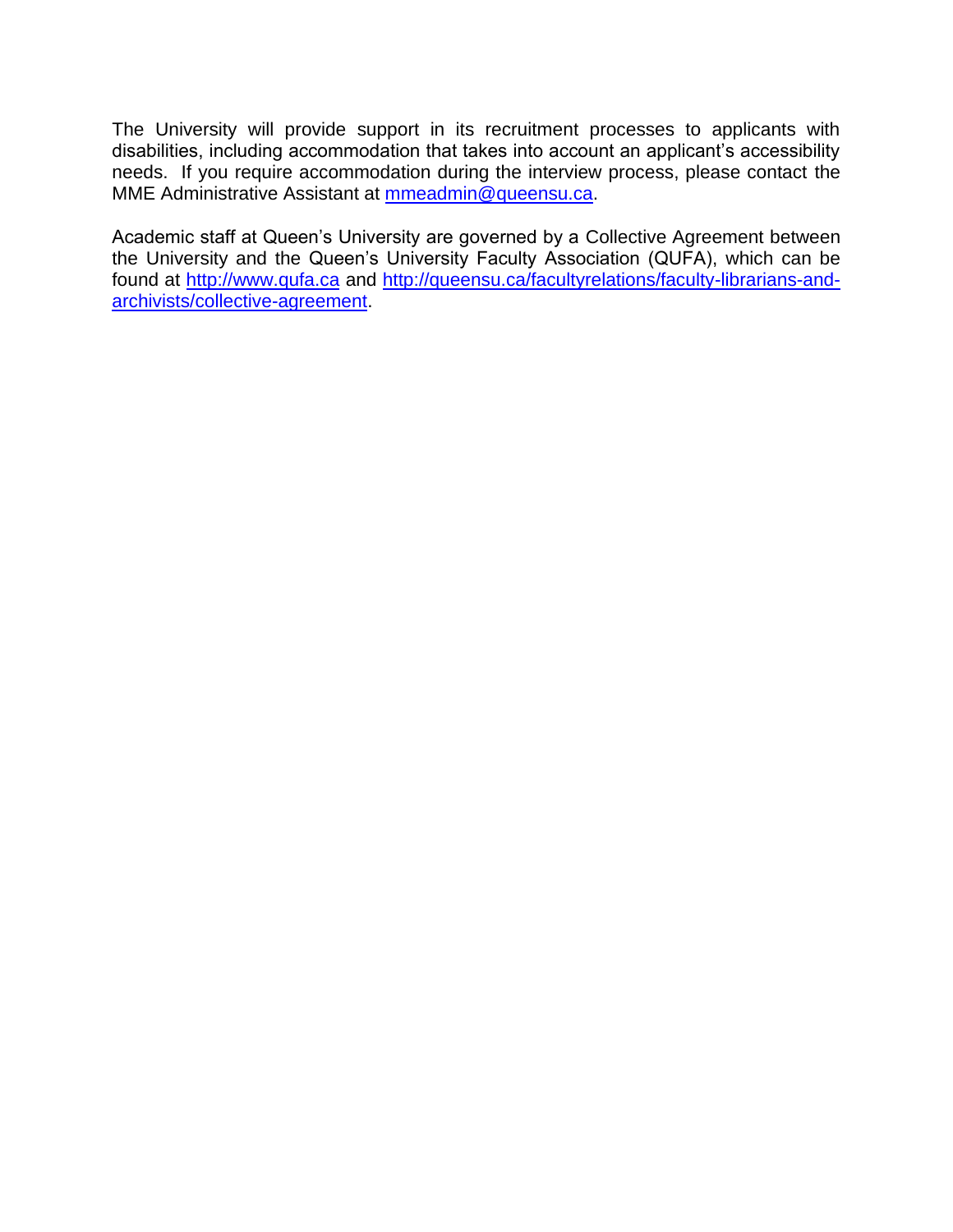The University will provide support in its recruitment processes to applicants with disabilities, including accommodation that takes into account an applicant's accessibility needs. If you require accommodation during the interview process, please contact the MME Administrative Assistant at [mmeadmin@queensu.ca](mailto:mmeadmin@queensu.ca).

Academic staff at Queen's University are governed by a Collective Agreement between the University and the Queen's University Faculty Association (QUFA), which can be found at [http://www.qufa.ca](http://www.qufa.ca) and [http://queensu.ca/facultyrelations/faculty-librarians-and-archivists/collective-agreement](http://queensu.ca/facultyrelations/faculty-librarians-and-archivists/collective-agreement).